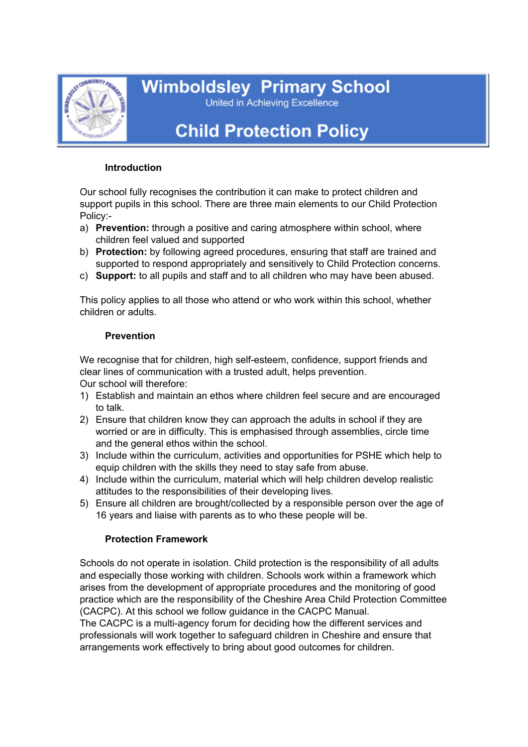# Wimboldsley Primary School

United in Achieving Excellence

# Child Protection Policy

## Introduction

Our school fully recognises the contribution it can make to protect children and support pupils in this school. There are three main elements to our Child Protection Policy:-

a) **Prevention:** through a positive and caring atmosphere within school, where children feel valued and supported
b) **Protection:** by following agreed procedures, ensuring that staff are trained and supported to respond appropriately and sensitively to Child Protection concerns.
c) **Support:** to all pupils and staff and to all children who may have been abused.

This policy applies to all those who attend or who work within this school, whether children or adults.

## Prevention

We recognise that for children, high self-esteem, confidence, support friends and clear lines of communication with a trusted adult, helps prevention.
Our school will therefore:

1) Establish and maintain an ethos where children feel secure and are encouraged to talk.
2) Ensure that children know they can approach the adults in school if they are worried or are in difficulty. This is emphasised through assemblies, circle time and the general ethos within the school.
3) Include within the curriculum, activities and opportunities for PSHE which help to equip children with the skills they need to stay safe from abuse.
4) Include within the curriculum, material which will help children develop realistic attitudes to the responsibilities of their developing lives.
5) Ensure all children are brought/collected by a responsible person over the age of 16 years and liaise with parents as to who these people will be.

## Protection Framework

Schools do not operate in isolation. Child protection is the responsibility of all adults and especially those working with children. Schools work within a framework which arises from the development of appropriate procedures and the monitoring of good practice which are the responsibility of the Cheshire Area Child Protection Committee (CACPC). At this school we follow guidance in the CACPC Manual.
The CACPC is a multi-agency forum for deciding how the different services and professionals will work together to safeguard children in Cheshire and ensure that arrangements work effectively to bring about good outcomes for children.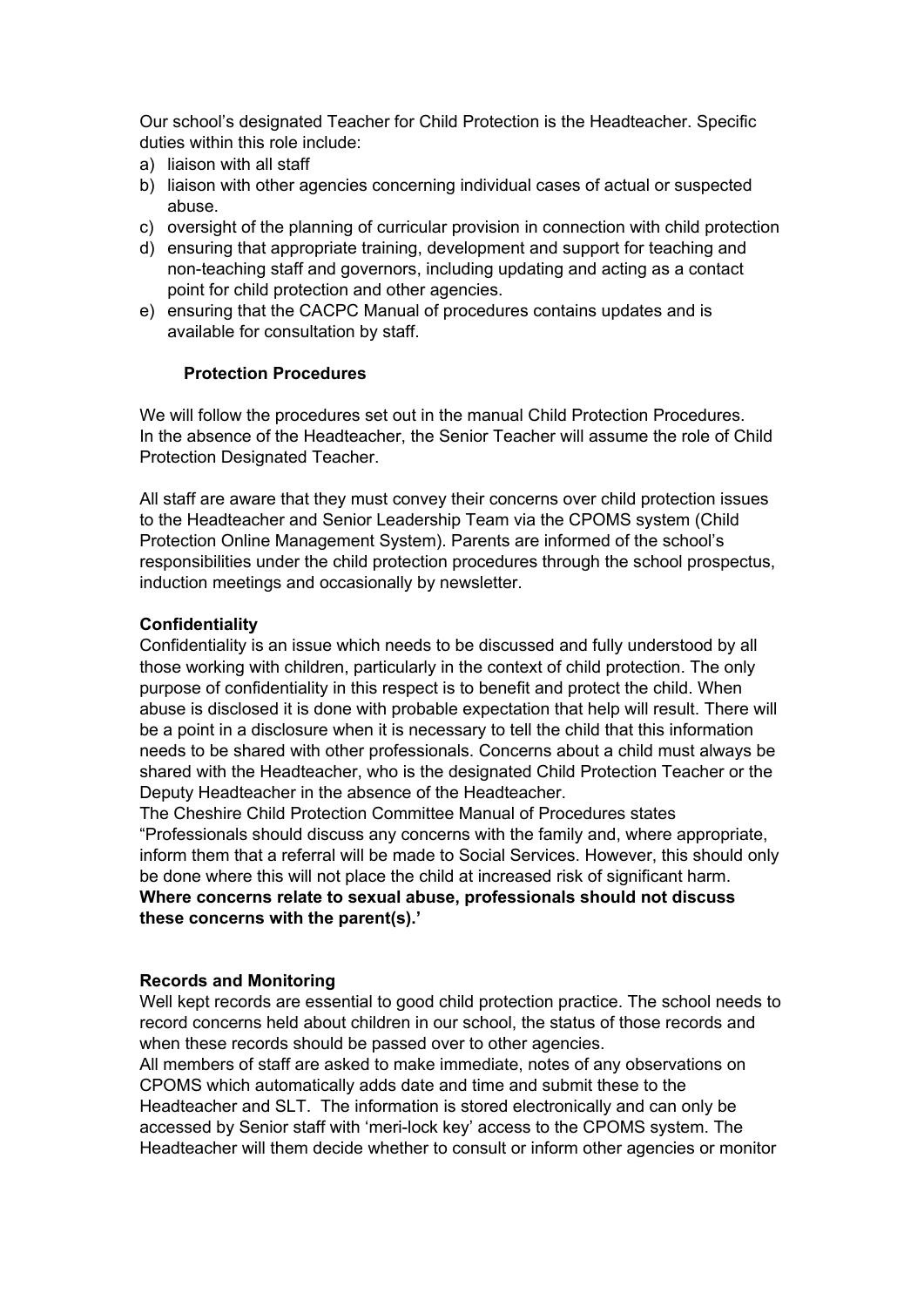Our school's designated Teacher for Child Protection is the Headteacher. Specific duties within this role include:

a) liaison with all staff
b) liaison with other agencies concerning individual cases of actual or suspected abuse.
c) oversight of the planning of curricular provision in connection with child protection
d) ensuring that appropriate training, development and support for teaching and non-teaching staff and governors, including updating and acting as a contact point for child protection and other agencies.
e) ensuring that the CACPC Manual of procedures contains updates and is available for consultation by staff.

**Protection Procedures**

We will follow the procedures set out in the manual Child Protection Procedures.
In the absence of the Headteacher, the Senior Teacher will assume the role of Child Protection Designated Teacher.

All staff are aware that they must convey their concerns over child protection issues to the Headteacher and Senior Leadership Team via the CPOMS system (Child Protection Online Management System). Parents are informed of the school's responsibilities under the child protection procedures through the school prospectus, induction meetings and occasionally by newsletter.

**Confidentiality**

Confidentiality is an issue which needs to be discussed and fully understood by all those working with children, particularly in the context of child protection. The only purpose of confidentiality in this respect is to benefit and protect the child. When abuse is disclosed it is done with probable expectation that help will result. There will be a point in a disclosure when it is necessary to tell the child that this information needs to be shared with other professionals. Concerns about a child must always be shared with the Headteacher, who is the designated Child Protection Teacher or the Deputy Headteacher in the absence of the Headteacher.
The Cheshire Child Protection Committee Manual of Procedures states "Professionals should discuss any concerns with the family and, where appropriate, inform them that a referral will be made to Social Services. However, this should only be done where this will not place the child at increased risk of significant harm. **Where concerns relate to sexual abuse, professionals should not discuss these concerns with the parent(s).'**

**Records and Monitoring**

Well kept records are essential to good child protection practice. The school needs to record concerns held about children in our school, the status of those records and when these records should be passed over to other agencies.
All members of staff are asked to make immediate, notes of any observations on CPOMS which automatically adds date and time and submit these to the Headteacher and SLT. The information is stored electronically and can only be accessed by Senior staff with 'meri-lock key' access to the CPOMS system. The Headteacher will them decide whether to consult or inform other agencies or monitor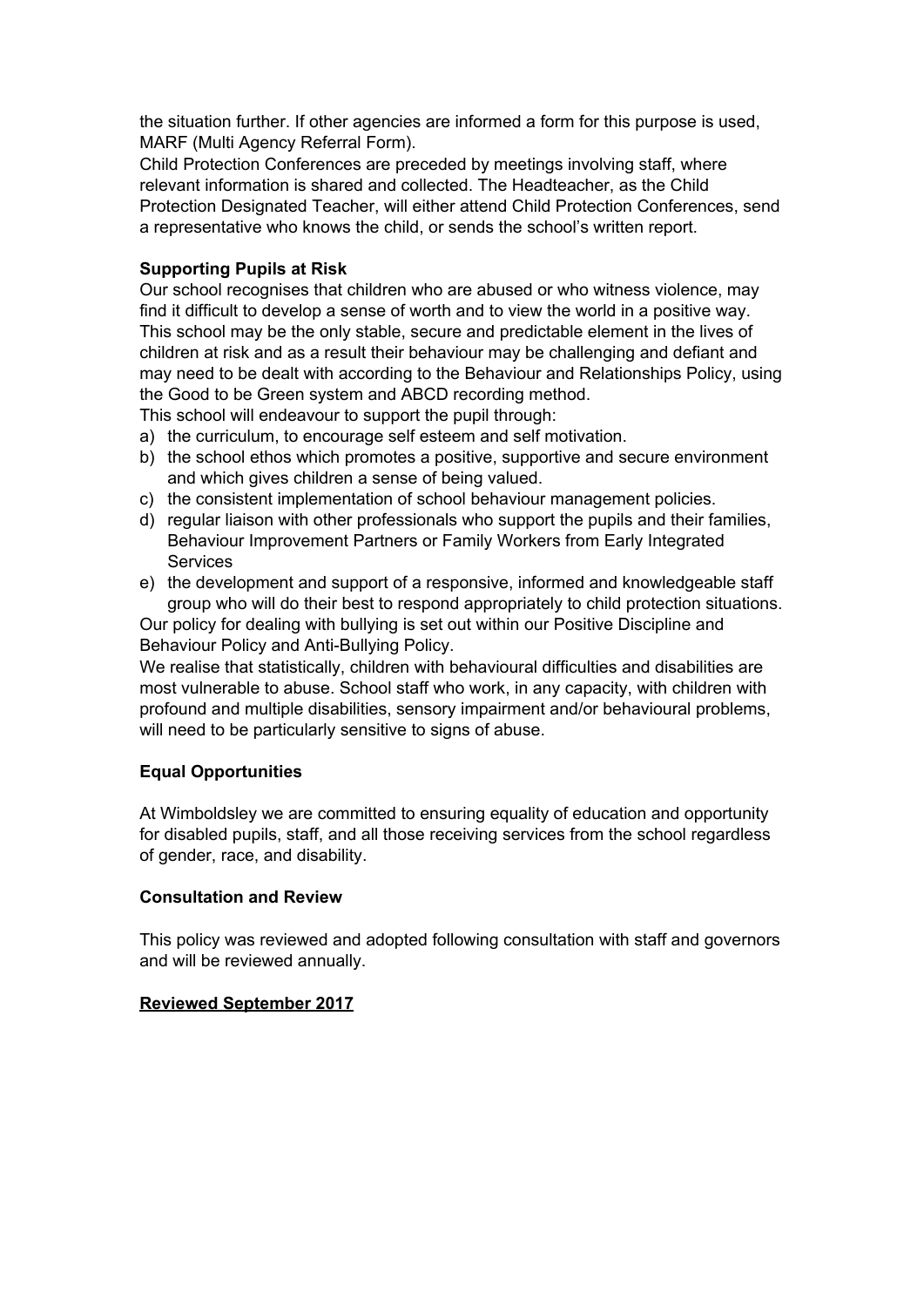the situation further. If other agencies are informed a form for this purpose is used, MARF (Multi Agency Referral Form).
Child Protection Conferences are preceded by meetings involving staff, where relevant information is shared and collected. The Headteacher, as the Child Protection Designated Teacher, will either attend Child Protection Conferences, send a representative who knows the child, or sends the school's written report.

**Supporting Pupils at Risk**
Our school recognises that children who are abused or who witness violence, may find it difficult to develop a sense of worth and to view the world in a positive way. This school may be the only stable, secure and predictable element in the lives of children at risk and as a result their behaviour may be challenging and defiant and may need to be dealt with according to the Behaviour and Relationships Policy, using the Good to be Green system and ABCD recording method.
This school will endeavour to support the pupil through:

a) the curriculum, to encourage self esteem and self motivation.
b) the school ethos which promotes a positive, supportive and secure environment and which gives children a sense of being valued.
c) the consistent implementation of school behaviour management policies.
d) regular liaison with other professionals who support the pupils and their families, Behaviour Improvement Partners or Family Workers from Early Integrated Services
e) the development and support of a responsive, informed and knowledgeable staff group who will do their best to respond appropriately to child protection situations.

Our policy for dealing with bullying is set out within our Positive Discipline and Behaviour Policy and Anti-Bullying Policy.
We realise that statistically, children with behavioural difficulties and disabilities are most vulnerable to abuse. School staff who work, in any capacity, with children with profound and multiple disabilities, sensory impairment and/or behavioural problems, will need to be particularly sensitive to signs of abuse.

**Equal Opportunities**

At Wimboldsley we are committed to ensuring equality of education and opportunity for disabled pupils, staff, and all those receiving services from the school regardless of gender, race, and disability.

**Consultation and Review**

This policy was reviewed and adopted following consultation with staff and governors and will be reviewed annually.

**Reviewed September 2017**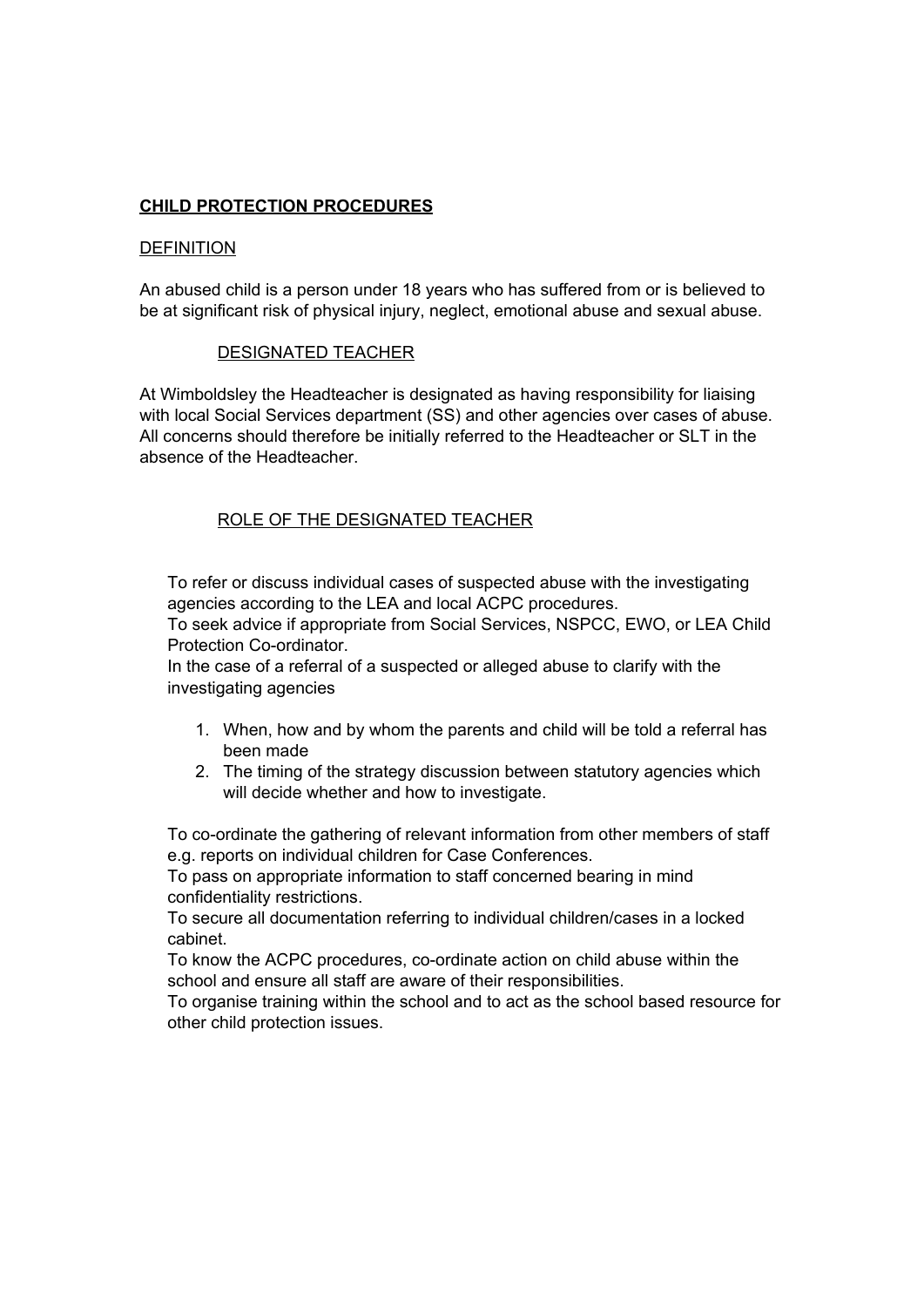**CHILD PROTECTION PROCEDURES**

DEFINITION

An abused child is a person under 18 years who has suffered from or is believed to be at significant risk of physical injury, neglect, emotional abuse and sexual abuse.

DESIGNATED TEACHER

At Wimboldsley the Headteacher is designated as having responsibility for liaising with local Social Services department (SS) and other agencies over cases of abuse. All concerns should therefore be initially referred to the Headteacher or SLT in the absence of the Headteacher.

ROLE OF THE DESIGNATED TEACHER

To refer or discuss individual cases of suspected abuse with the investigating agencies according to the LEA and local ACPC procedures.

To seek advice if appropriate from Social Services, NSPCC, EWO, or LEA Child Protection Co-ordinator.

In the case of a referral of a suspected or alleged abuse to clarify with the investigating agencies

1. When, how and by whom the parents and child will be told a referral has been made
2. The timing of the strategy discussion between statutory agencies which will decide whether and how to investigate.

To co-ordinate the gathering of relevant information from other members of staff e.g. reports on individual children for Case Conferences.

To pass on appropriate information to staff concerned bearing in mind confidentiality restrictions.

To secure all documentation referring to individual children/cases in a locked cabinet.

To know the ACPC procedures, co-ordinate action on child abuse within the school and ensure all staff are aware of their responsibilities.

To organise training within the school and to act as the school based resource for other child protection issues.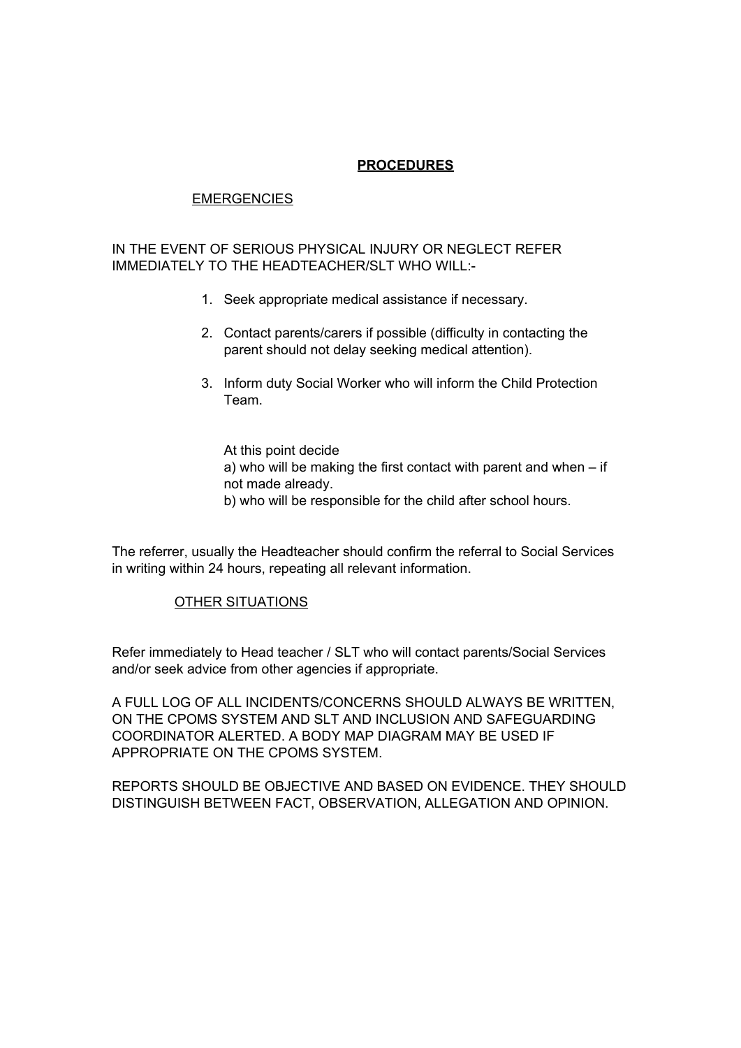## PROCEDURES

### EMERGENCIES

IN THE EVENT OF SERIOUS PHYSICAL INJURY OR NEGLECT REFER IMMEDIATELY TO THE HEADTEACHER/SLT WHO WILL:-

1. Seek appropriate medical assistance if necessary.
2. Contact parents/carers if possible (difficulty in contacting the parent should not delay seeking medical attention).
3. Inform duty Social Worker who will inform the Child Protection Team.

   At this point decide
   a) who will be making the first contact with parent and when – if not made already.
   b) who will be responsible for the child after school hours.

The referrer, usually the Headteacher should confirm the referral to Social Services in writing within 24 hours, repeating all relevant information.

### OTHER SITUATIONS

Refer immediately to Head teacher / SLT who will contact parents/Social Services and/or seek advice from other agencies if appropriate.

A FULL LOG OF ALL INCIDENTS/CONCERNS SHOULD ALWAYS BE WRITTEN, ON THE CPOMS SYSTEM AND SLT AND INCLUSION AND SAFEGUARDING COORDINATOR ALERTED. A BODY MAP DIAGRAM MAY BE USED IF APPROPRIATE ON THE CPOMS SYSTEM.

REPORTS SHOULD BE OBJECTIVE AND BASED ON EVIDENCE. THEY SHOULD DISTINGUISH BETWEEN FACT, OBSERVATION, ALLEGATION AND OPINION.